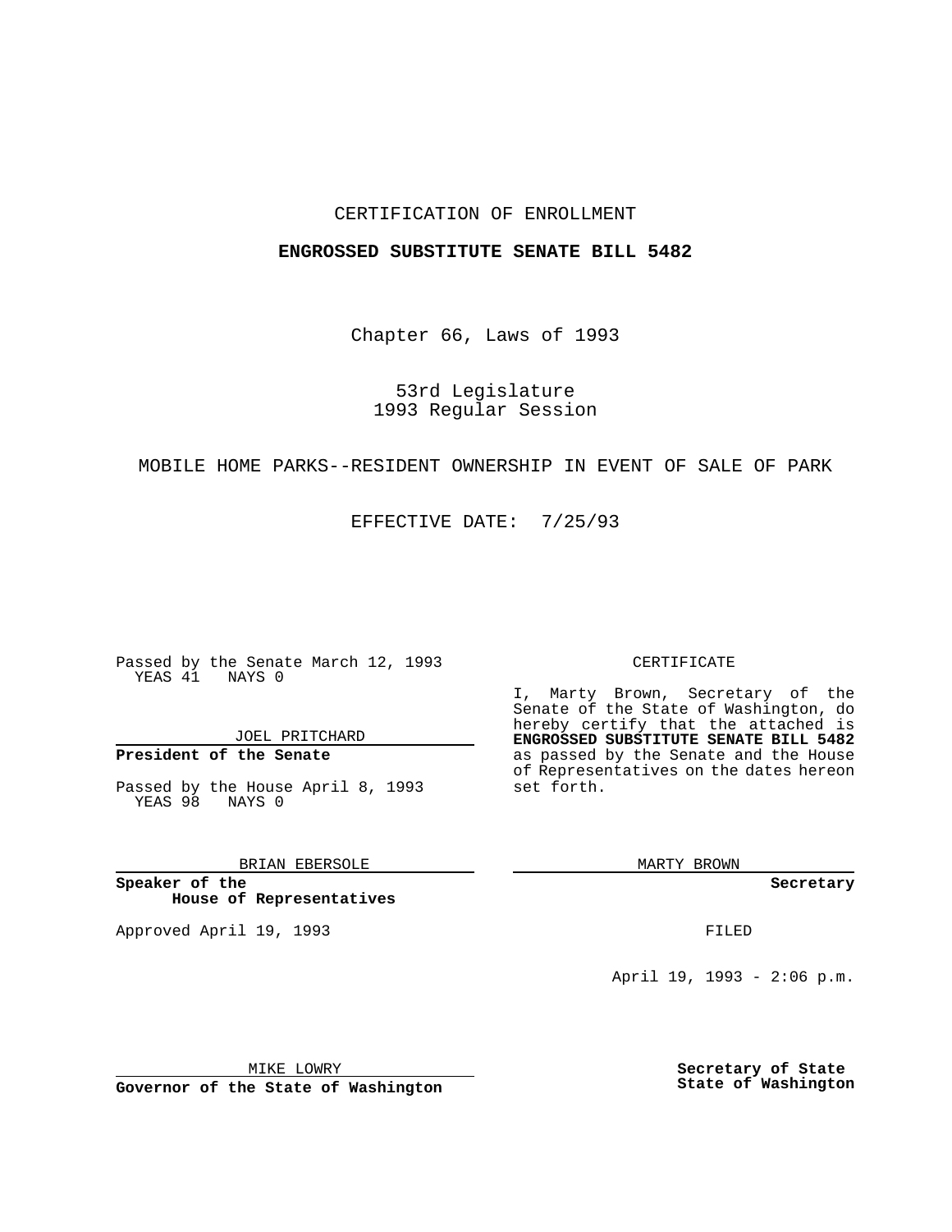CERTIFICATION OF ENROLLMENT

**ENGROSSED SUBSTITUTE SENATE BILL 5482**

Chapter 66, Laws of 1993

53rd Legislature
1993 Regular Session

MOBILE HOME PARKS--RESIDENT OWNERSHIP IN EVENT OF SALE OF PARK

EFFECTIVE DATE: 7/25/93

Passed by the Senate March 12, 1993
YEAS 41 NAYS 0

JOEL PRITCHARD

**President of the Senate**

Passed by the House April 8, 1993
YEAS 98 NAYS 0

BRIAN EBERSOLE

**Speaker of the House of Representatives**

Approved April 19, 1993

MIKE LOWRY

**Governor of the State of Washington**

CERTIFICATE

I, Marty Brown, Secretary of the Senate of the State of Washington, do hereby certify that the attached is **ENGROSSED SUBSTITUTE SENATE BILL 5482** as passed by the Senate and the House of Representatives on the dates hereon set forth.

MARTY BROWN

**Secretary**

FILED

April 19, 1993 - 2:06 p.m.

**Secretary of State**
**State of Washington**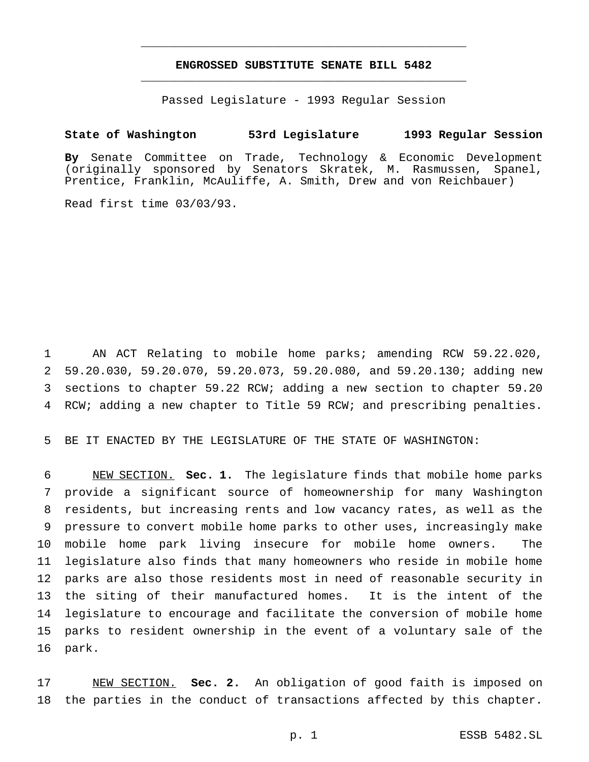# ENGROSSED SUBSTITUTE SENATE BILL 5482

Passed Legislature - 1993 Regular Session

**State of Washington 53rd Legislature 1993 Regular Session**

**By** Senate Committee on Trade, Technology & Economic Development (originally sponsored by Senators Skratek, M. Rasmussen, Spanel, Prentice, Franklin, McAuliffe, A. Smith, Drew and von Reichbauer)

Read first time 03/03/93.

AN ACT Relating to mobile home parks; amending RCW 59.22.020, 59.20.030, 59.20.070, 59.20.073, 59.20.080, and 59.20.130; adding new sections to chapter 59.22 RCW; adding a new section to chapter 59.20 RCW; adding a new chapter to Title 59 RCW; and prescribing penalties.

BE IT ENACTED BY THE LEGISLATURE OF THE STATE OF WASHINGTON:

NEW SECTION. **Sec. 1.** The legislature finds that mobile home parks provide a significant source of homeownership for many Washington residents, but increasing rents and low vacancy rates, as well as the pressure to convert mobile home parks to other uses, increasingly make mobile home park living insecure for mobile home owners. The legislature also finds that many homeowners who reside in mobile home parks are also those residents most in need of reasonable security in the siting of their manufactured homes. It is the intent of the legislature to encourage and facilitate the conversion of mobile home parks to resident ownership in the event of a voluntary sale of the park.

NEW SECTION. **Sec. 2.** An obligation of good faith is imposed on the parties in the conduct of transactions affected by this chapter.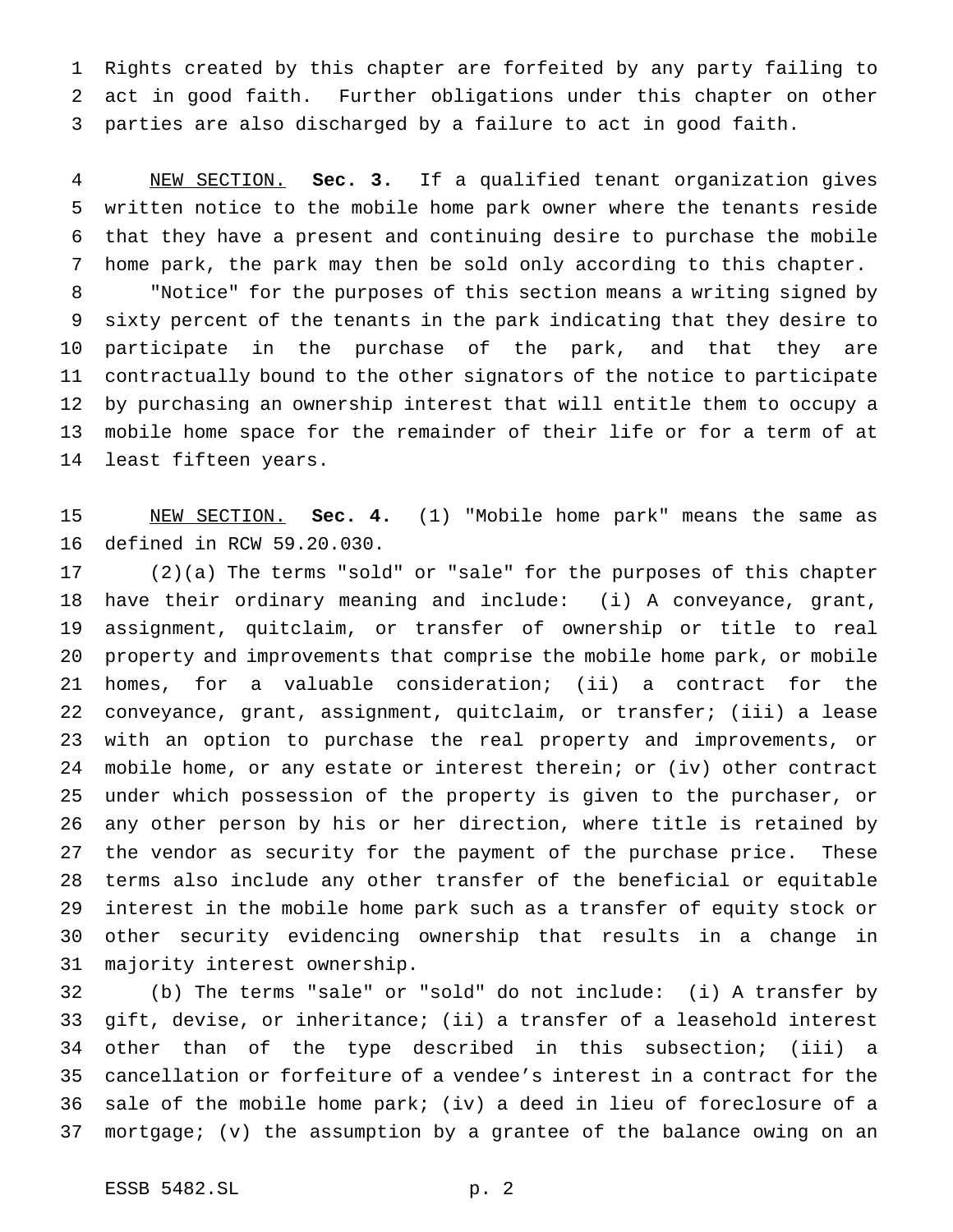Rights created by this chapter are forfeited by any party failing to act in good faith. Further obligations under this chapter on other parties are also discharged by a failure to act in good faith.

NEW SECTION. **Sec. 3.** If a qualified tenant organization gives written notice to the mobile home park owner where the tenants reside that they have a present and continuing desire to purchase the mobile home park, the park may then be sold only according to this chapter.

"Notice" for the purposes of this section means a writing signed by sixty percent of the tenants in the park indicating that they desire to participate in the purchase of the park, and that they are contractually bound to the other signators of the notice to participate by purchasing an ownership interest that will entitle them to occupy a mobile home space for the remainder of their life or for a term of at least fifteen years.

NEW SECTION. **Sec. 4.** (1) "Mobile home park" means the same as defined in RCW 59.20.030.

(2)(a) The terms "sold" or "sale" for the purposes of this chapter have their ordinary meaning and include: (i) A conveyance, grant, assignment, quitclaim, or transfer of ownership or title to real property and improvements that comprise the mobile home park, or mobile homes, for a valuable consideration; (ii) a contract for the conveyance, grant, assignment, quitclaim, or transfer; (iii) a lease with an option to purchase the real property and improvements, or mobile home, or any estate or interest therein; or (iv) other contract under which possession of the property is given to the purchaser, or any other person by his or her direction, where title is retained by the vendor as security for the payment of the purchase price. These terms also include any other transfer of the beneficial or equitable interest in the mobile home park such as a transfer of equity stock or other security evidencing ownership that results in a change in majority interest ownership.

(b) The terms "sale" or "sold" do not include: (i) A transfer by gift, devise, or inheritance; (ii) a transfer of a leasehold interest other than of the type described in this subsection; (iii) a cancellation or forfeiture of a vendee's interest in a contract for the sale of the mobile home park; (iv) a deed in lieu of foreclosure of a mortgage; (v) the assumption by a grantee of the balance owing on an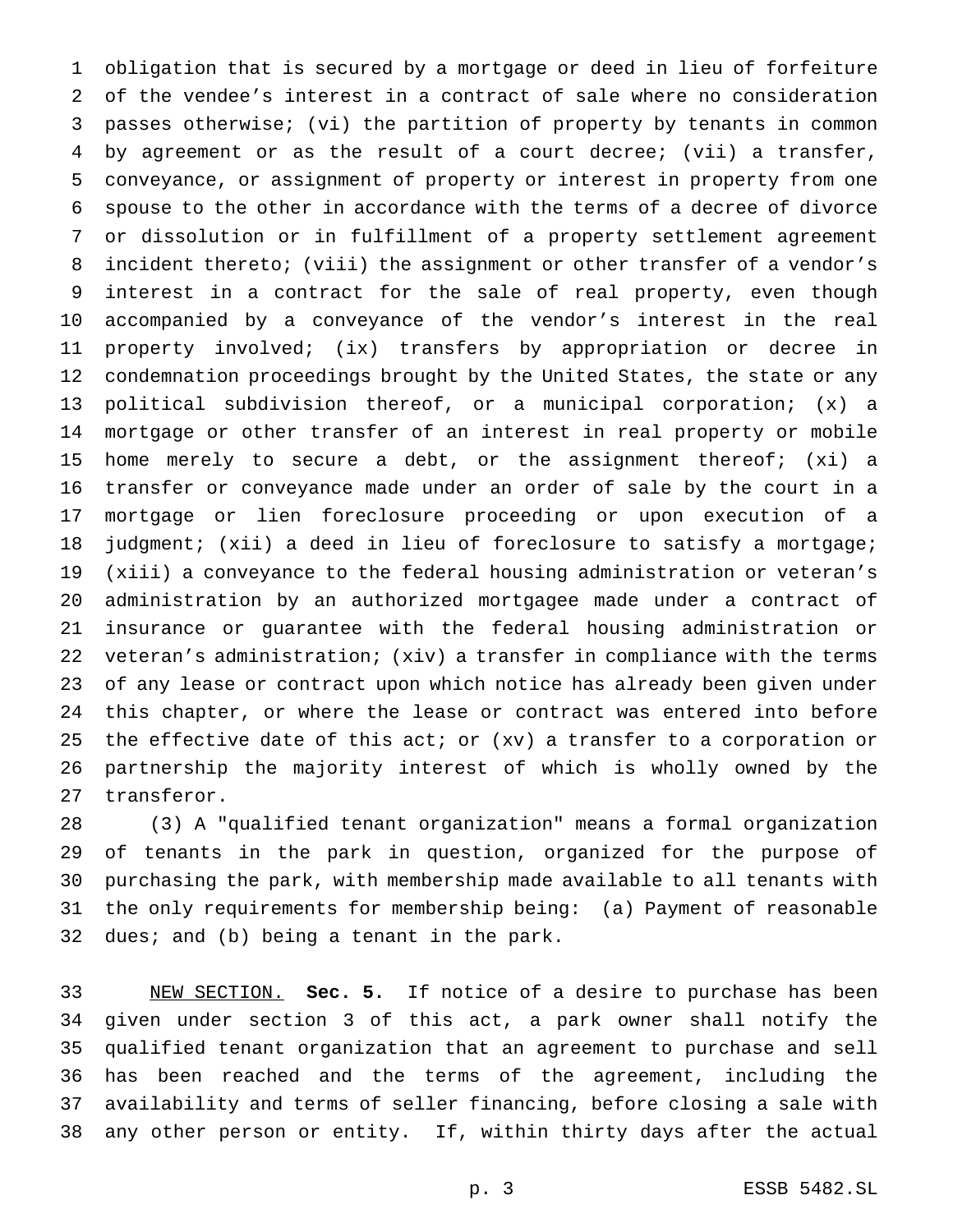obligation that is secured by a mortgage or deed in lieu of forfeiture of the vendee's interest in a contract of sale where no consideration passes otherwise; (vi) the partition of property by tenants in common by agreement or as the result of a court decree; (vii) a transfer, conveyance, or assignment of property or interest in property from one spouse to the other in accordance with the terms of a decree of divorce or dissolution or in fulfillment of a property settlement agreement incident thereto; (viii) the assignment or other transfer of a vendor's interest in a contract for the sale of real property, even though accompanied by a conveyance of the vendor's interest in the real property involved; (ix) transfers by appropriation or decree in condemnation proceedings brought by the United States, the state or any political subdivision thereof, or a municipal corporation; (x) a mortgage or other transfer of an interest in real property or mobile home merely to secure a debt, or the assignment thereof; (xi) a transfer or conveyance made under an order of sale by the court in a mortgage or lien foreclosure proceeding or upon execution of a judgment; (xii) a deed in lieu of foreclosure to satisfy a mortgage; (xiii) a conveyance to the federal housing administration or veteran's administration by an authorized mortgagee made under a contract of insurance or guarantee with the federal housing administration or veteran's administration; (xiv) a transfer in compliance with the terms of any lease or contract upon which notice has already been given under this chapter, or where the lease or contract was entered into before the effective date of this act; or (xv) a transfer to a corporation or partnership the majority interest of which is wholly owned by the transferor.

(3) A "qualified tenant organization" means a formal organization of tenants in the park in question, organized for the purpose of purchasing the park, with membership made available to all tenants with the only requirements for membership being: (a) Payment of reasonable dues; and (b) being a tenant in the park.

NEW SECTION. **Sec. 5.** If notice of a desire to purchase has been given under section 3 of this act, a park owner shall notify the qualified tenant organization that an agreement to purchase and sell has been reached and the terms of the agreement, including the availability and terms of seller financing, before closing a sale with any other person or entity. If, within thirty days after the actual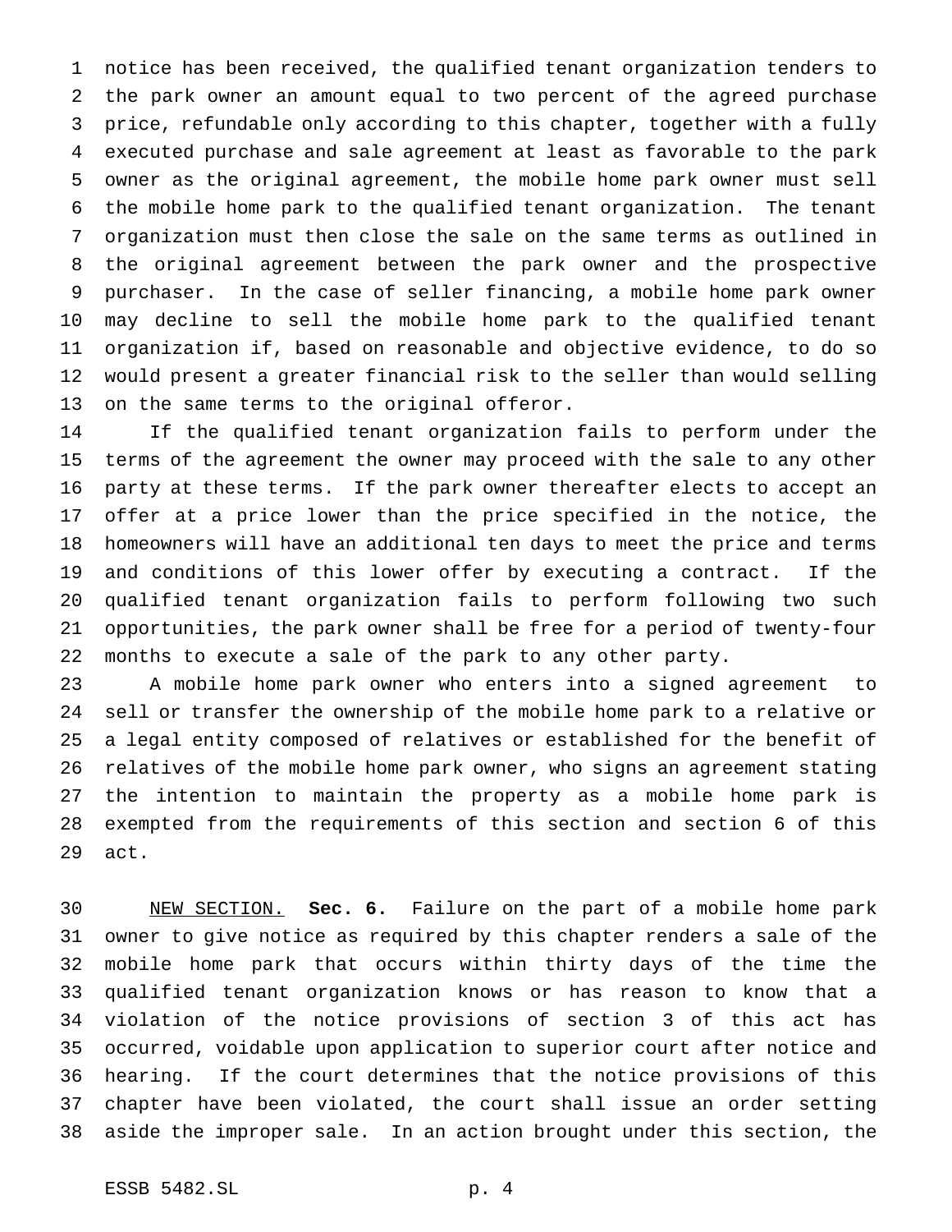notice has been received, the qualified tenant organization tenders to the park owner an amount equal to two percent of the agreed purchase price, refundable only according to this chapter, together with a fully executed purchase and sale agreement at least as favorable to the park owner as the original agreement, the mobile home park owner must sell the mobile home park to the qualified tenant organization. The tenant organization must then close the sale on the same terms as outlined in the original agreement between the park owner and the prospective purchaser. In the case of seller financing, a mobile home park owner may decline to sell the mobile home park to the qualified tenant organization if, based on reasonable and objective evidence, to do so would present a greater financial risk to the seller than would selling on the same terms to the original offeror.

If the qualified tenant organization fails to perform under the terms of the agreement the owner may proceed with the sale to any other party at these terms. If the park owner thereafter elects to accept an offer at a price lower than the price specified in the notice, the homeowners will have an additional ten days to meet the price and terms and conditions of this lower offer by executing a contract. If the qualified tenant organization fails to perform following two such opportunities, the park owner shall be free for a period of twenty-four months to execute a sale of the park to any other party.

A mobile home park owner who enters into a signed agreement to sell or transfer the ownership of the mobile home park to a relative or a legal entity composed of relatives or established for the benefit of relatives of the mobile home park owner, who signs an agreement stating the intention to maintain the property as a mobile home park is exempted from the requirements of this section and section 6 of this act.

NEW SECTION. **Sec. 6.** Failure on the part of a mobile home park owner to give notice as required by this chapter renders a sale of the mobile home park that occurs within thirty days of the time the qualified tenant organization knows or has reason to know that a violation of the notice provisions of section 3 of this act has occurred, voidable upon application to superior court after notice and hearing. If the court determines that the notice provisions of this chapter have been violated, the court shall issue an order setting aside the improper sale. In an action brought under this section, the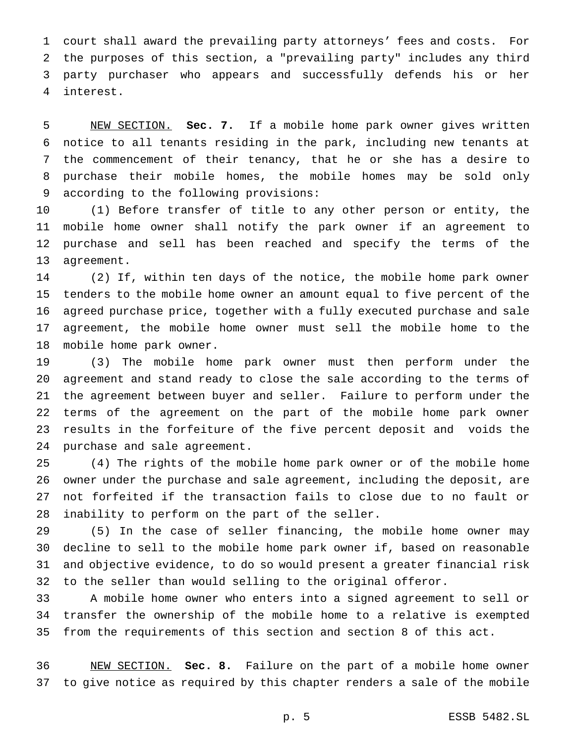court shall award the prevailing party attorneys' fees and costs. For the purposes of this section, a "prevailing party" includes any third party purchaser who appears and successfully defends his or her interest.

NEW SECTION. **Sec. 7.** If a mobile home park owner gives written notice to all tenants residing in the park, including new tenants at the commencement of their tenancy, that he or she has a desire to purchase their mobile homes, the mobile homes may be sold only according to the following provisions:

(1) Before transfer of title to any other person or entity, the mobile home owner shall notify the park owner if an agreement to purchase and sell has been reached and specify the terms of the agreement.

(2) If, within ten days of the notice, the mobile home park owner tenders to the mobile home owner an amount equal to five percent of the agreed purchase price, together with a fully executed purchase and sale agreement, the mobile home owner must sell the mobile home to the mobile home park owner.

(3) The mobile home park owner must then perform under the agreement and stand ready to close the sale according to the terms of the agreement between buyer and seller. Failure to perform under the terms of the agreement on the part of the mobile home park owner results in the forfeiture of the five percent deposit and voids the purchase and sale agreement.

(4) The rights of the mobile home park owner or of the mobile home owner under the purchase and sale agreement, including the deposit, are not forfeited if the transaction fails to close due to no fault or inability to perform on the part of the seller.

(5) In the case of seller financing, the mobile home owner may decline to sell to the mobile home park owner if, based on reasonable and objective evidence, to do so would present a greater financial risk to the seller than would selling to the original offeror.

A mobile home owner who enters into a signed agreement to sell or transfer the ownership of the mobile home to a relative is exempted from the requirements of this section and section 8 of this act.

NEW SECTION. **Sec. 8.** Failure on the part of a mobile home owner to give notice as required by this chapter renders a sale of the mobile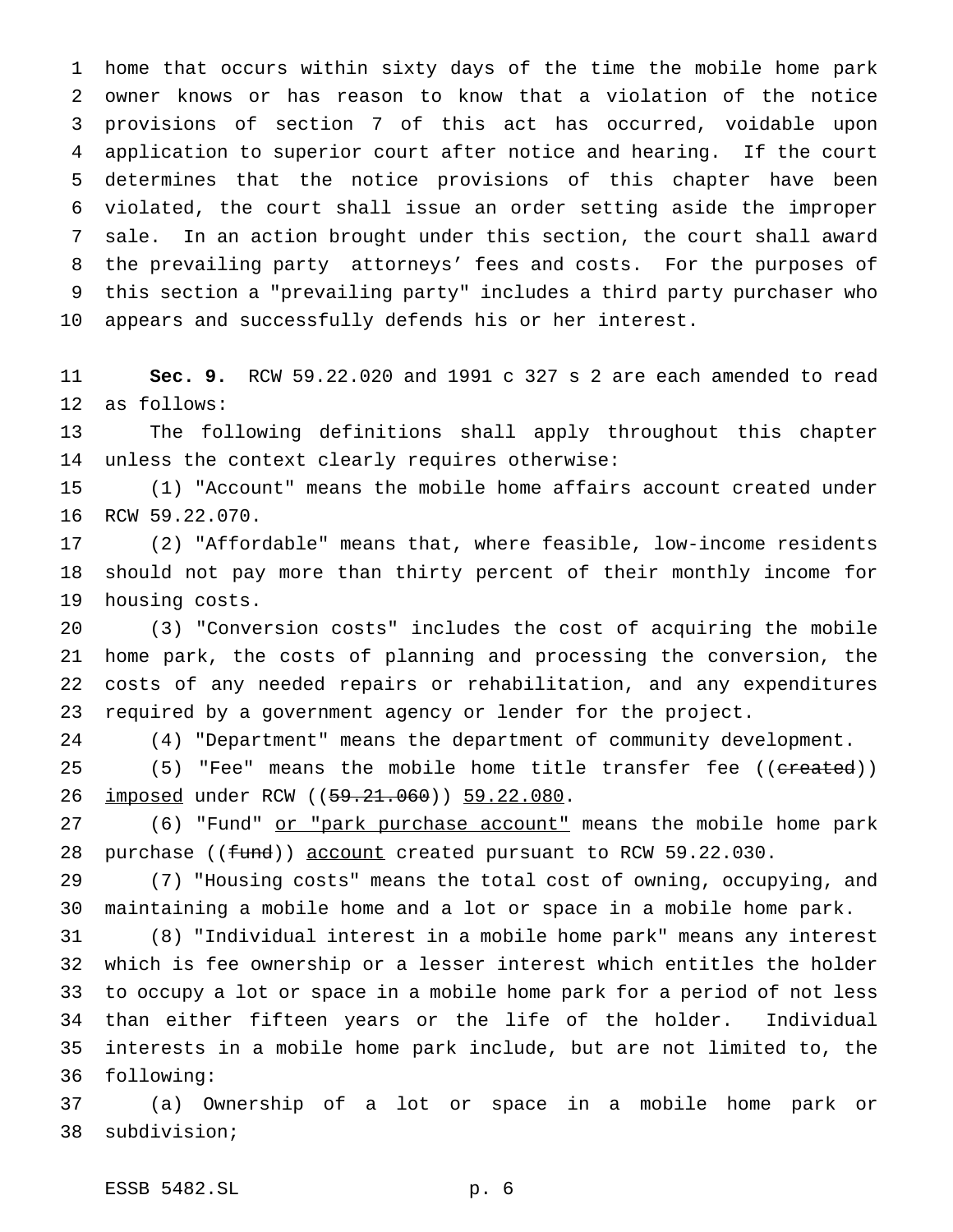home that occurs within sixty days of the time the mobile home park owner knows or has reason to know that a violation of the notice provisions of section 7 of this act has occurred, voidable upon application to superior court after notice and hearing. If the court determines that the notice provisions of this chapter have been violated, the court shall issue an order setting aside the improper sale. In an action brought under this section, the court shall award the prevailing party attorneys' fees and costs. For the purposes of this section a "prevailing party" includes a third party purchaser who appears and successfully defends his or her interest.

**Sec. 9.** RCW 59.22.020 and 1991 c 327 s 2 are each amended to read as follows:

The following definitions shall apply throughout this chapter unless the context clearly requires otherwise:

(1) "Account" means the mobile home affairs account created under RCW 59.22.070.

(2) "Affordable" means that, where feasible, low-income residents should not pay more than thirty percent of their monthly income for housing costs.

(3) "Conversion costs" includes the cost of acquiring the mobile home park, the costs of planning and processing the conversion, the costs of any needed repairs or rehabilitation, and any expenditures required by a government agency or lender for the project.

(4) "Department" means the department of community development.

(5) "Fee" means the mobile home title transfer fee ((~~created~~)) <u>imposed</u> under RCW ((~~59.21.060~~)) <u>59.22.080</u>.

(6) "Fund" <u>or "park purchase account"</u> means the mobile home park purchase ((~~fund~~)) <u>account</u> created pursuant to RCW 59.22.030.

(7) "Housing costs" means the total cost of owning, occupying, and maintaining a mobile home and a lot or space in a mobile home park.

(8) "Individual interest in a mobile home park" means any interest which is fee ownership or a lesser interest which entitles the holder to occupy a lot or space in a mobile home park for a period of not less than either fifteen years or the life of the holder. Individual interests in a mobile home park include, but are not limited to, the following:

(a) Ownership of a lot or space in a mobile home park or subdivision;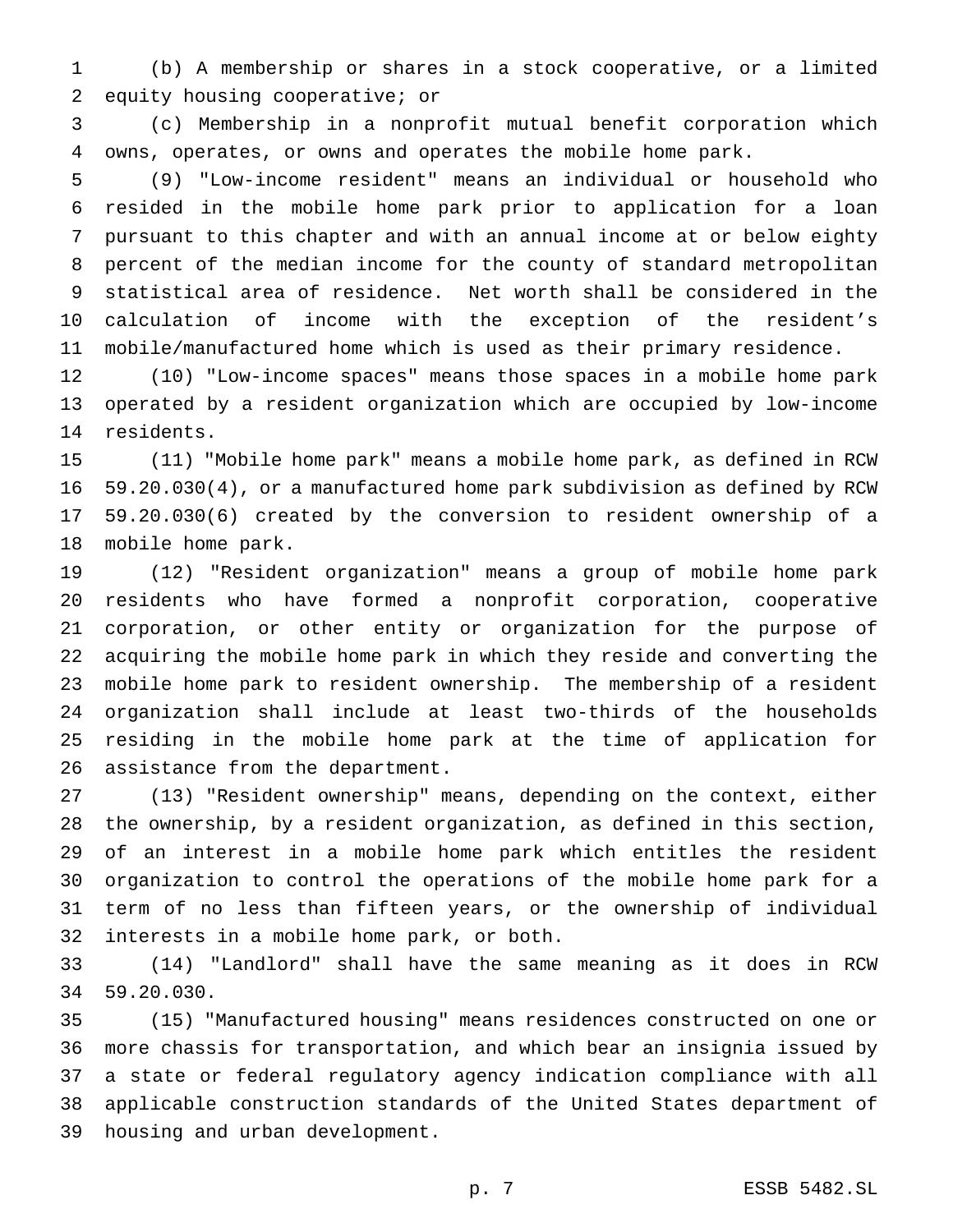(b) A membership or shares in a stock cooperative, or a limited equity housing cooperative; or

(c) Membership in a nonprofit mutual benefit corporation which owns, operates, or owns and operates the mobile home park.

(9) "Low-income resident" means an individual or household who resided in the mobile home park prior to application for a loan pursuant to this chapter and with an annual income at or below eighty percent of the median income for the county of standard metropolitan statistical area of residence. Net worth shall be considered in the calculation of income with the exception of the resident's mobile/manufactured home which is used as their primary residence.

(10) "Low-income spaces" means those spaces in a mobile home park operated by a resident organization which are occupied by low-income residents.

(11) "Mobile home park" means a mobile home park, as defined in RCW 59.20.030(4), or a manufactured home park subdivision as defined by RCW 59.20.030(6) created by the conversion to resident ownership of a mobile home park.

(12) "Resident organization" means a group of mobile home park residents who have formed a nonprofit corporation, cooperative corporation, or other entity or organization for the purpose of acquiring the mobile home park in which they reside and converting the mobile home park to resident ownership. The membership of a resident organization shall include at least two-thirds of the households residing in the mobile home park at the time of application for assistance from the department.

(13) "Resident ownership" means, depending on the context, either the ownership, by a resident organization, as defined in this section, of an interest in a mobile home park which entitles the resident organization to control the operations of the mobile home park for a term of no less than fifteen years, or the ownership of individual interests in a mobile home park, or both.

(14) "Landlord" shall have the same meaning as it does in RCW 59.20.030.

(15) "Manufactured housing" means residences constructed on one or more chassis for transportation, and which bear an insignia issued by a state or federal regulatory agency indication compliance with all applicable construction standards of the United States department of housing and urban development.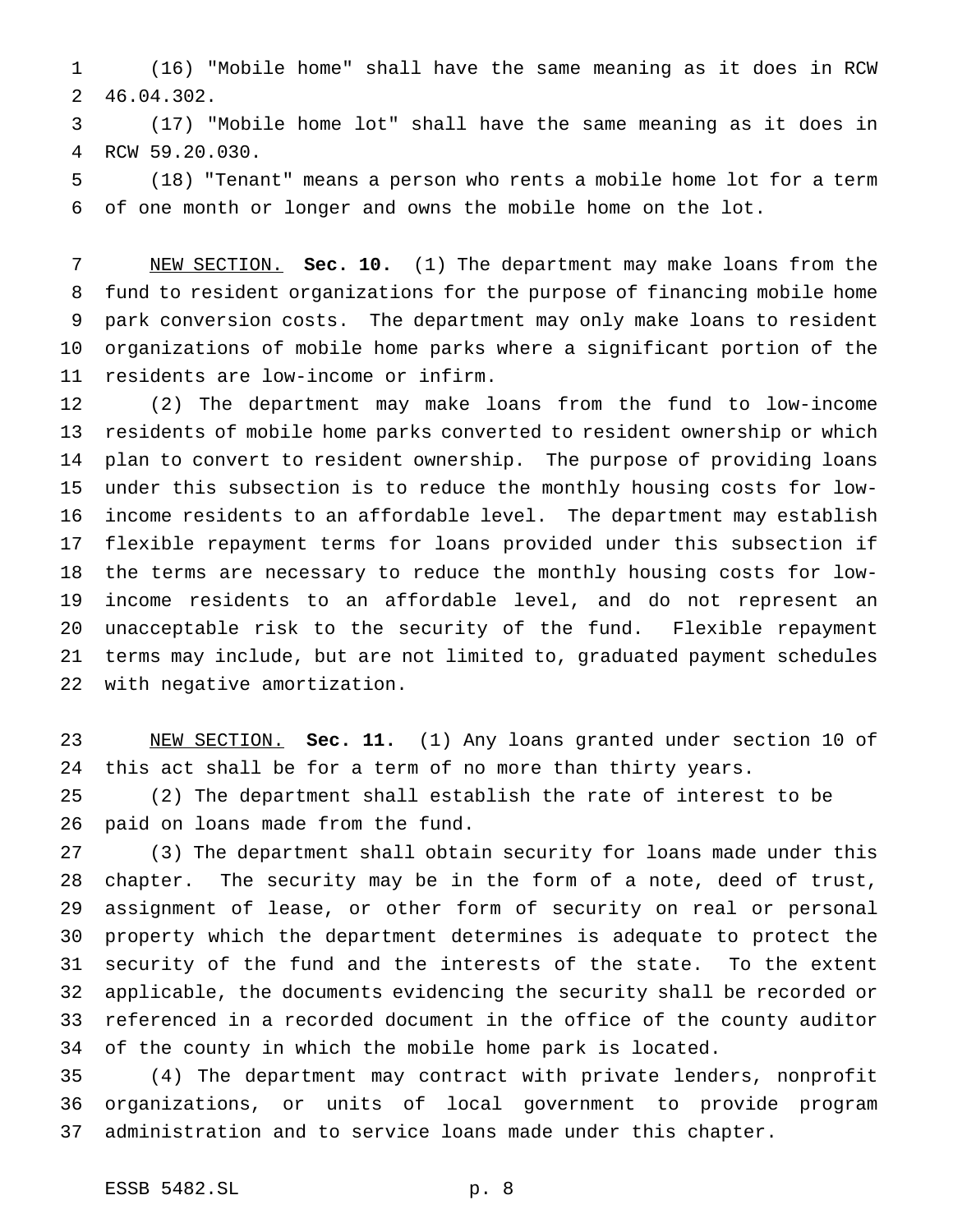(16) "Mobile home" shall have the same meaning as it does in RCW 46.04.302.

(17) "Mobile home lot" shall have the same meaning as it does in RCW 59.20.030.

(18) "Tenant" means a person who rents a mobile home lot for a term of one month or longer and owns the mobile home on the lot.

NEW SECTION. **Sec. 10.** (1) The department may make loans from the fund to resident organizations for the purpose of financing mobile home park conversion costs. The department may only make loans to resident organizations of mobile home parks where a significant portion of the residents are low-income or infirm.

(2) The department may make loans from the fund to low-income residents of mobile home parks converted to resident ownership or which plan to convert to resident ownership. The purpose of providing loans under this subsection is to reduce the monthly housing costs for low-income residents to an affordable level. The department may establish flexible repayment terms for loans provided under this subsection if the terms are necessary to reduce the monthly housing costs for low-income residents to an affordable level, and do not represent an unacceptable risk to the security of the fund. Flexible repayment terms may include, but are not limited to, graduated payment schedules with negative amortization.

NEW SECTION. **Sec. 11.** (1) Any loans granted under section 10 of this act shall be for a term of no more than thirty years.

(2) The department shall establish the rate of interest to be paid on loans made from the fund.

(3) The department shall obtain security for loans made under this chapter. The security may be in the form of a note, deed of trust, assignment of lease, or other form of security on real or personal property which the department determines is adequate to protect the security of the fund and the interests of the state. To the extent applicable, the documents evidencing the security shall be recorded or referenced in a recorded document in the office of the county auditor of the county in which the mobile home park is located.

(4) The department may contract with private lenders, nonprofit organizations, or units of local government to provide program administration and to service loans made under this chapter.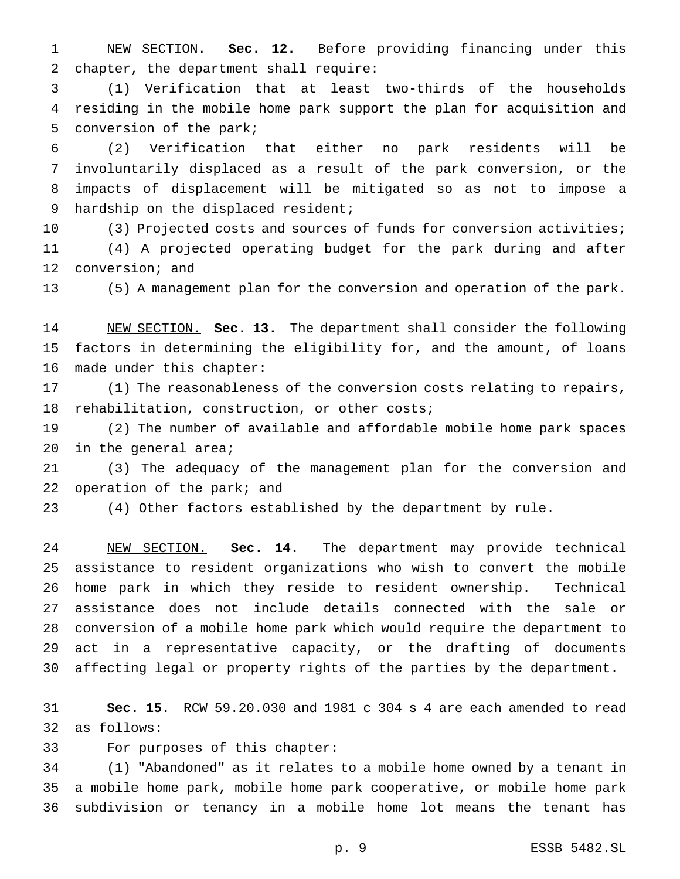NEW SECTION. **Sec. 12.** Before providing financing under this chapter, the department shall require:

(1) Verification that at least two-thirds of the households residing in the mobile home park support the plan for acquisition and conversion of the park;

(2) Verification that either no park residents will be involuntarily displaced as a result of the park conversion, or the impacts of displacement will be mitigated so as not to impose a hardship on the displaced resident;

(3) Projected costs and sources of funds for conversion activities;

(4) A projected operating budget for the park during and after conversion; and

(5) A management plan for the conversion and operation of the park.

NEW SECTION. **Sec. 13.** The department shall consider the following factors in determining the eligibility for, and the amount, of loans made under this chapter:

(1) The reasonableness of the conversion costs relating to repairs, rehabilitation, construction, or other costs;

(2) The number of available and affordable mobile home park spaces in the general area;

(3) The adequacy of the management plan for the conversion and operation of the park; and

(4) Other factors established by the department by rule.

NEW SECTION. **Sec. 14.** The department may provide technical assistance to resident organizations who wish to convert the mobile home park in which they reside to resident ownership. Technical assistance does not include details connected with the sale or conversion of a mobile home park which would require the department to act in a representative capacity, or the drafting of documents affecting legal or property rights of the parties by the department.

**Sec. 15.** RCW 59.20.030 and 1981 c 304 s 4 are each amended to read as follows:

For purposes of this chapter:

(1) "Abandoned" as it relates to a mobile home owned by a tenant in a mobile home park, mobile home park cooperative, or mobile home park subdivision or tenancy in a mobile home lot means the tenant has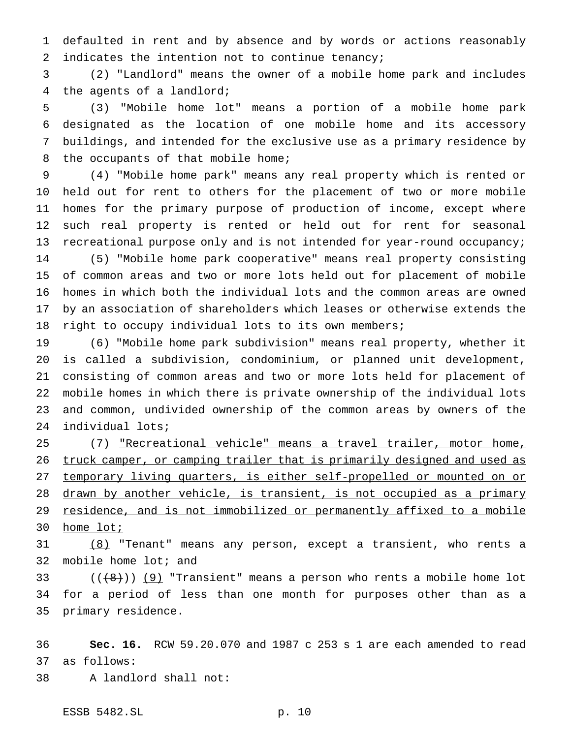defaulted in rent and by absence and by words or actions reasonably indicates the intention not to continue tenancy;

(2) "Landlord" means the owner of a mobile home park and includes the agents of a landlord;

(3) "Mobile home lot" means a portion of a mobile home park designated as the location of one mobile home and its accessory buildings, and intended for the exclusive use as a primary residence by the occupants of that mobile home;

(4) "Mobile home park" means any real property which is rented or held out for rent to others for the placement of two or more mobile homes for the primary purpose of production of income, except where such real property is rented or held out for rent for seasonal recreational purpose only and is not intended for year-round occupancy;

(5) "Mobile home park cooperative" means real property consisting of common areas and two or more lots held out for placement of mobile homes in which both the individual lots and the common areas are owned by an association of shareholders which leases or otherwise extends the right to occupy individual lots to its own members;

(6) "Mobile home park subdivision" means real property, whether it is called a subdivision, condominium, or planned unit development, consisting of common areas and two or more lots held for placement of mobile homes in which there is private ownership of the individual lots and common, undivided ownership of the common areas by owners of the individual lots;

(7) <u>"Recreational vehicle" means a travel trailer, motor home, truck camper, or camping trailer that is primarily designed and used as temporary living quarters, is either self-propelled or mounted on or drawn by another vehicle, is transient, is not occupied as a primary residence, and is not immobilized or permanently affixed to a mobile home lot;</u>

<u>(8)</u> "Tenant" means any person, except a transient, who rents a mobile home lot; and

((~~(8)~~)) <u>(9)</u> "Transient" means a person who rents a mobile home lot for a period of less than one month for purposes other than as a primary residence.

**Sec. 16.** RCW 59.20.070 and 1987 c 253 s 1 are each amended to read as follows:

A landlord shall not: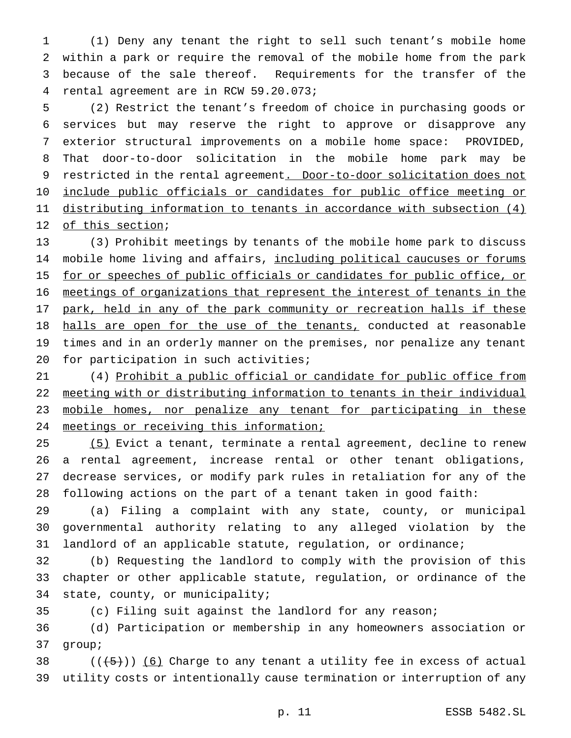(1) Deny any tenant the right to sell such tenant's mobile home within a park or require the removal of the mobile home from the park because of the sale thereof. Requirements for the transfer of the rental agreement are in RCW 59.20.073;

(2) Restrict the tenant's freedom of choice in purchasing goods or services but may reserve the right to approve or disapprove any exterior structural improvements on a mobile home space: PROVIDED, That door-to-door solicitation in the mobile home park may be restricted in the rental agreement. Door-to-door solicitation does not include public officials or candidates for public office meeting or distributing information to tenants in accordance with subsection (4) of this section;

(3) Prohibit meetings by tenants of the mobile home park to discuss mobile home living and affairs, including political caucuses or forums for or speeches of public officials or candidates for public office, or meetings of organizations that represent the interest of tenants in the park, held in any of the park community or recreation halls if these halls are open for the use of the tenants, conducted at reasonable times and in an orderly manner on the premises, nor penalize any tenant for participation in such activities;

(4) Prohibit a public official or candidate for public office from meeting with or distributing information to tenants in their individual mobile homes, nor penalize any tenant for participating in these meetings or receiving this information;

(5) Evict a tenant, terminate a rental agreement, decline to renew a rental agreement, increase rental or other tenant obligations, decrease services, or modify park rules in retaliation for any of the following actions on the part of a tenant taken in good faith:

(a) Filing a complaint with any state, county, or municipal governmental authority relating to any alleged violation by the landlord of an applicable statute, regulation, or ordinance;

(b) Requesting the landlord to comply with the provision of this chapter or other applicable statute, regulation, or ordinance of the state, county, or municipality;

(c) Filing suit against the landlord for any reason;

(d) Participation or membership in any homeowners association or group;

(((5))) (6) Charge to any tenant a utility fee in excess of actual utility costs or intentionally cause termination or interruption of any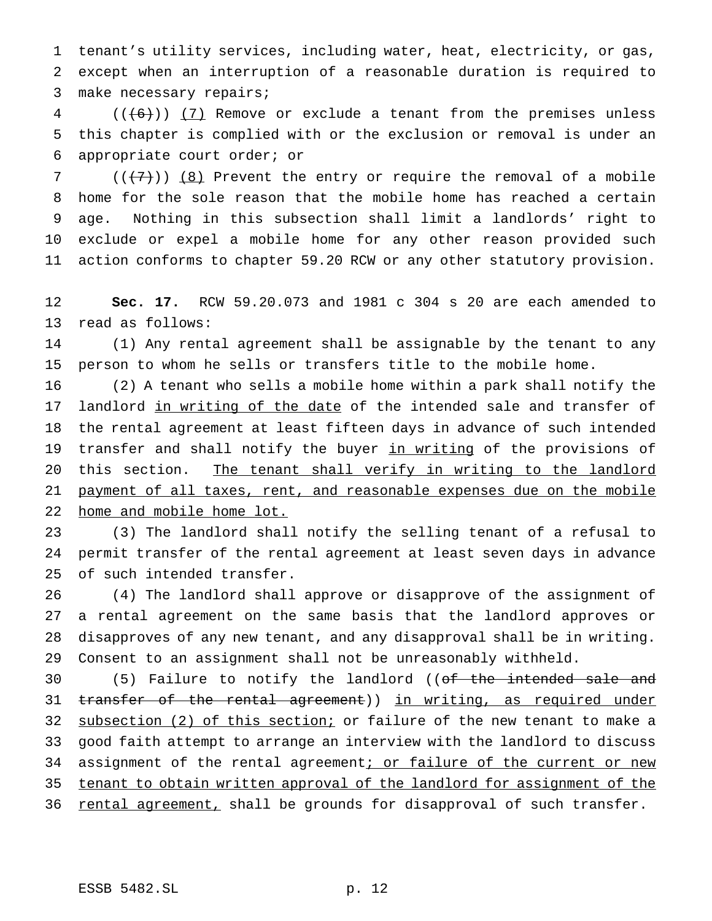tenant's utility services, including water, heat, electricity, or gas, except when an interruption of a reasonable duration is required to make necessary repairs;

(((~~6~~))) <u>(7)</u> Remove or exclude a tenant from the premises unless this chapter is complied with or the exclusion or removal is under an appropriate court order; or

(((~~7~~))) <u>(8)</u> Prevent the entry or require the removal of a mobile home for the sole reason that the mobile home has reached a certain age. Nothing in this subsection shall limit a landlords' right to exclude or expel a mobile home for any other reason provided such action conforms to chapter 59.20 RCW or any other statutory provision.

**Sec. 17.** RCW 59.20.073 and 1981 c 304 s 20 are each amended to read as follows:

(1) Any rental agreement shall be assignable by the tenant to any person to whom he sells or transfers title to the mobile home.

(2) A tenant who sells a mobile home within a park shall notify the landlord <u>in writing of the date</u> of the intended sale and transfer of the rental agreement at least fifteen days in advance of such intended transfer and shall notify the buyer <u>in writing</u> of the provisions of this section. <u>The tenant shall verify in writing to the landlord payment of all taxes, rent, and reasonable expenses due on the mobile home and mobile home lot.</u>

(3) The landlord shall notify the selling tenant of a refusal to permit transfer of the rental agreement at least seven days in advance of such intended transfer.

(4) The landlord shall approve or disapprove of the assignment of a rental agreement on the same basis that the landlord approves or disapproves of any new tenant, and any disapproval shall be in writing. Consent to an assignment shall not be unreasonably withheld.

(5) Failure to notify the landlord ((~~of the intended sale and transfer of the rental agreement~~)) <u>in writing, as required under subsection (2) of this section;</u> or failure of the new tenant to make a good faith attempt to arrange an interview with the landlord to discuss assignment of the rental agreement<u>; or failure of the current or new tenant to obtain written approval of the landlord for assignment of the rental agreement,</u> shall be grounds for disapproval of such transfer.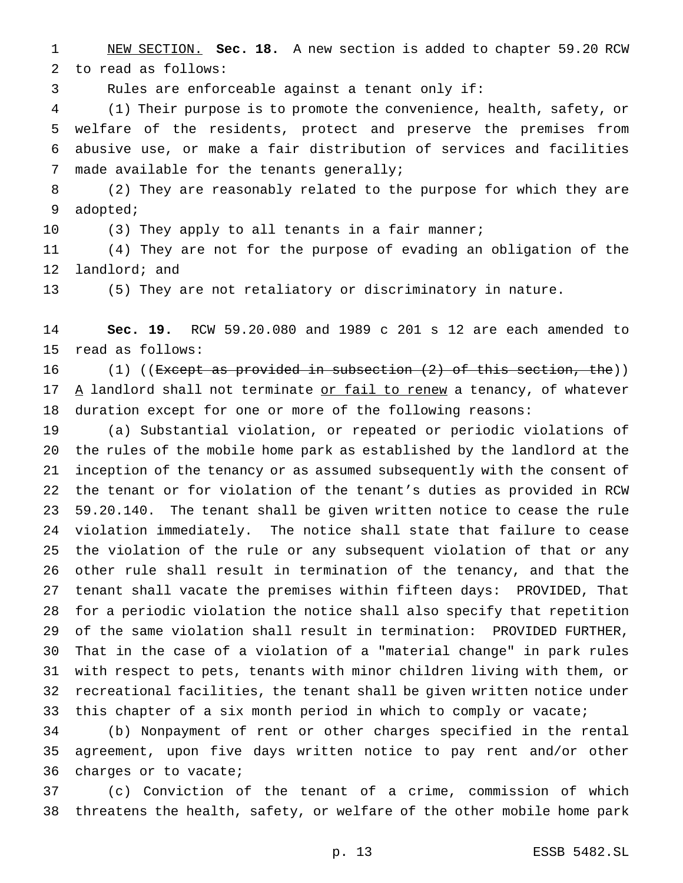NEW SECTION. **Sec. 18.** A new section is added to chapter 59.20 RCW to read as follows:

Rules are enforceable against a tenant only if:

(1) Their purpose is to promote the convenience, health, safety, or welfare of the residents, protect and preserve the premises from abusive use, or make a fair distribution of services and facilities made available for the tenants generally;

(2) They are reasonably related to the purpose for which they are adopted;

(3) They apply to all tenants in a fair manner;

(4) They are not for the purpose of evading an obligation of the landlord; and

(5) They are not retaliatory or discriminatory in nature.

**Sec. 19.** RCW 59.20.080 and 1989 c 201 s 12 are each amended to read as follows:

(1) ((~~Except as provided in subsection (2) of this section, the~~)) A landlord shall not terminate or fail to renew a tenancy, of whatever duration except for one or more of the following reasons:

(a) Substantial violation, or repeated or periodic violations of the rules of the mobile home park as established by the landlord at the inception of the tenancy or as assumed subsequently with the consent of the tenant or for violation of the tenant's duties as provided in RCW 59.20.140. The tenant shall be given written notice to cease the rule violation immediately. The notice shall state that failure to cease the violation of the rule or any subsequent violation of that or any other rule shall result in termination of the tenancy, and that the tenant shall vacate the premises within fifteen days: PROVIDED, That for a periodic violation the notice shall also specify that repetition of the same violation shall result in termination: PROVIDED FURTHER, That in the case of a violation of a "material change" in park rules with respect to pets, tenants with minor children living with them, or recreational facilities, the tenant shall be given written notice under this chapter of a six month period in which to comply or vacate;

(b) Nonpayment of rent or other charges specified in the rental agreement, upon five days written notice to pay rent and/or other charges or to vacate;

(c) Conviction of the tenant of a crime, commission of which threatens the health, safety, or welfare of the other mobile home park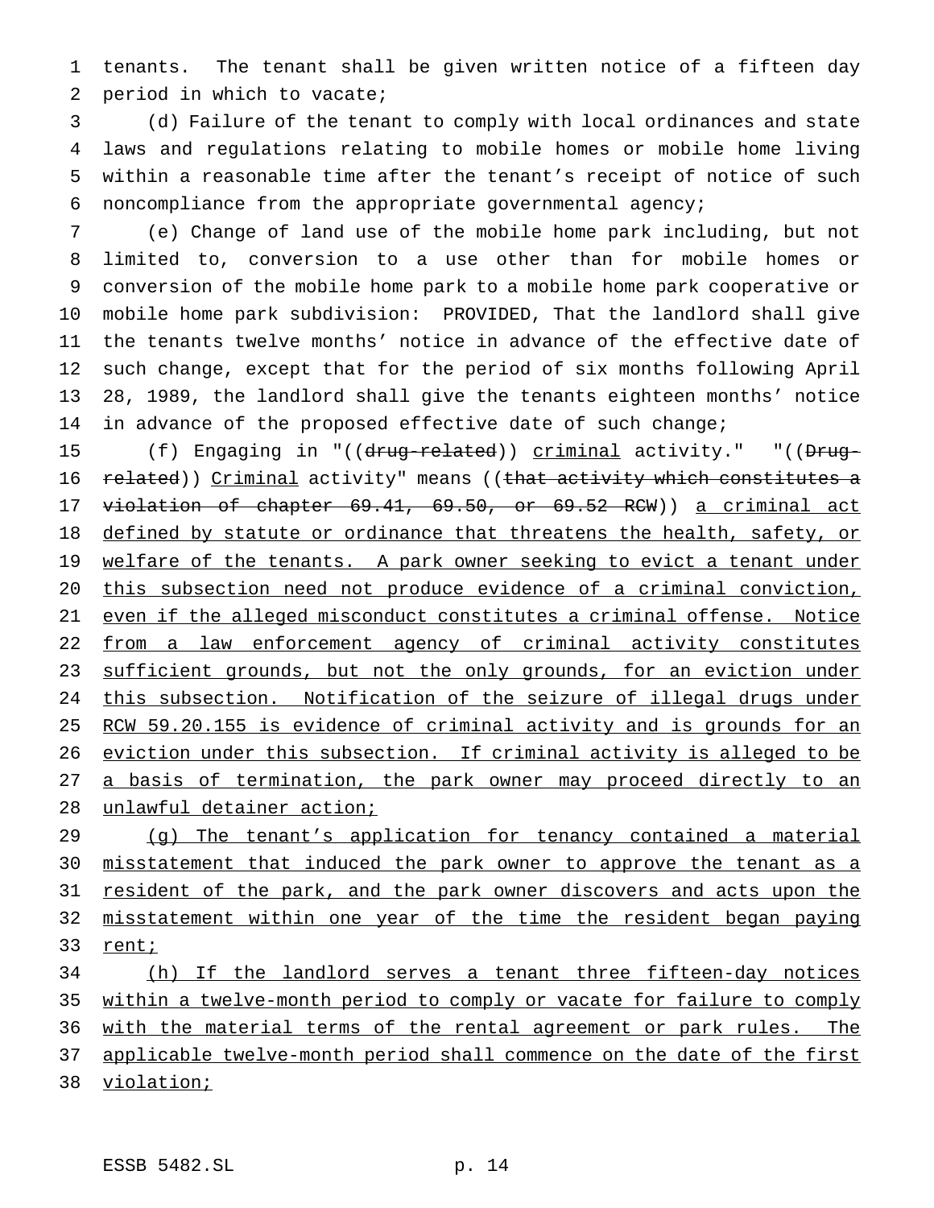tenants. The tenant shall be given written notice of a fifteen day period in which to vacate;

(d) Failure of the tenant to comply with local ordinances and state laws and regulations relating to mobile homes or mobile home living within a reasonable time after the tenant's receipt of notice of such noncompliance from the appropriate governmental agency;

(e) Change of land use of the mobile home park including, but not limited to, conversion to a use other than for mobile homes or conversion of the mobile home park to a mobile home park cooperative or mobile home park subdivision: PROVIDED, That the landlord shall give the tenants twelve months' notice in advance of the effective date of such change, except that for the period of six months following April 28, 1989, the landlord shall give the tenants eighteen months' notice in advance of the proposed effective date of such change;

(f) Engaging in "((~~drug-related~~)) <u>criminal</u> activity." "((~~Drug-related~~)) <u>Criminal</u> activity" means ((~~that activity which constitutes a violation of chapter 69.41, 69.50, or 69.52 RCW~~)) <u>a criminal act defined by statute or ordinance that threatens the health, safety, or welfare of the tenants. A park owner seeking to evict a tenant under this subsection need not produce evidence of a criminal conviction, even if the alleged misconduct constitutes a criminal offense. Notice from a law enforcement agency of criminal activity constitutes sufficient grounds, but not the only grounds, for an eviction under this subsection. Notification of the seizure of illegal drugs under RCW 59.20.155 is evidence of criminal activity and is grounds for an eviction under this subsection. If criminal activity is alleged to be a basis of termination, the park owner may proceed directly to an unlawful detainer action;</u>

<u>(g) The tenant's application for tenancy contained a material misstatement that induced the park owner to approve the tenant as a resident of the park, and the park owner discovers and acts upon the misstatement within one year of the time the resident began paying rent;</u>

<u>(h) If the landlord serves a tenant three fifteen-day notices within a twelve-month period to comply or vacate for failure to comply with the material terms of the rental agreement or park rules. The applicable twelve-month period shall commence on the date of the first violation;</u>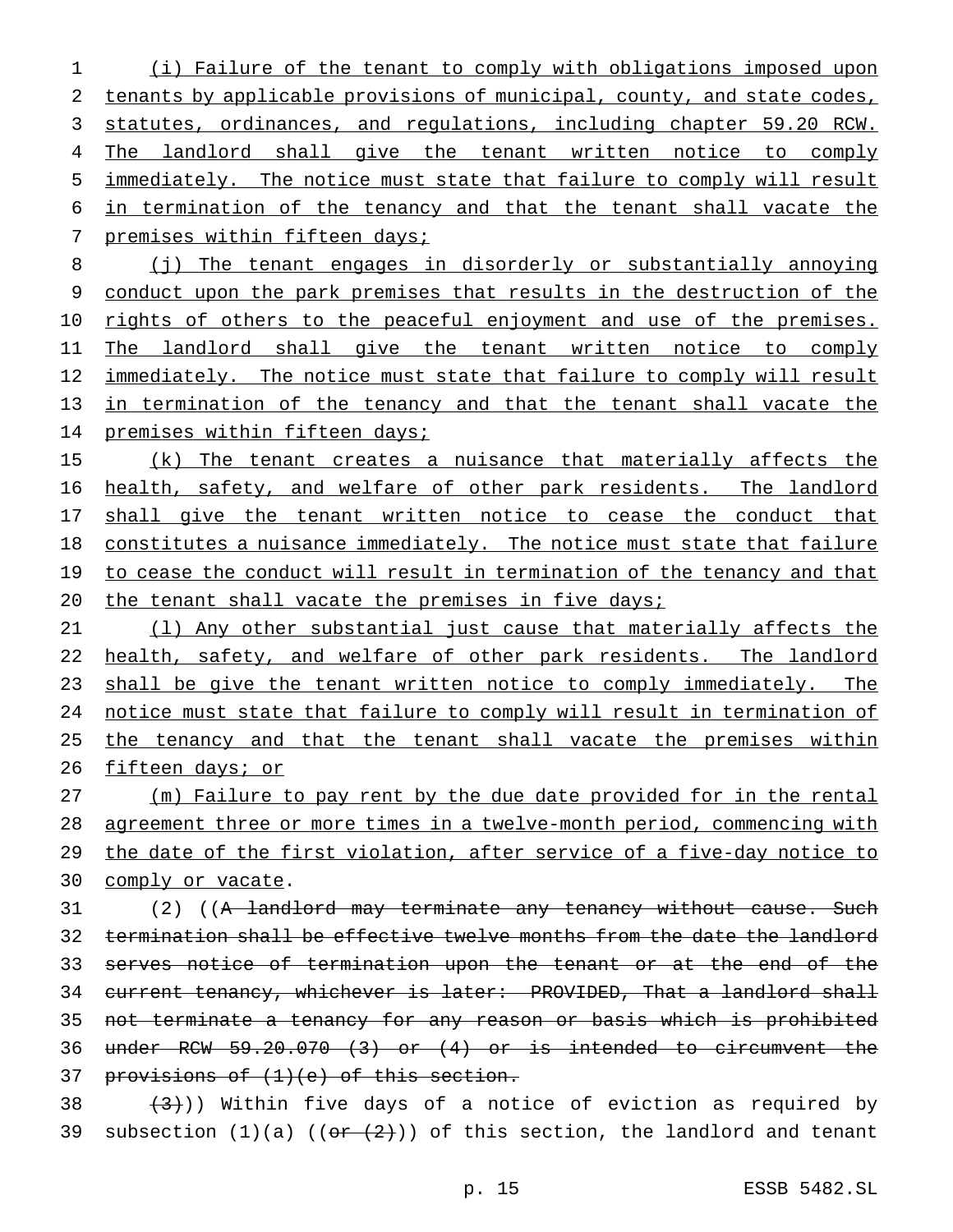(i) Failure of the tenant to comply with obligations imposed upon tenants by applicable provisions of municipal, county, and state codes, statutes, ordinances, and regulations, including chapter 59.20 RCW. The landlord shall give the tenant written notice to comply immediately. The notice must state that failure to comply will result in termination of the tenancy and that the tenant shall vacate the premises within fifteen days;

(j) The tenant engages in disorderly or substantially annoying conduct upon the park premises that results in the destruction of the rights of others to the peaceful enjoyment and use of the premises. The landlord shall give the tenant written notice to comply immediately. The notice must state that failure to comply will result in termination of the tenancy and that the tenant shall vacate the premises within fifteen days;

(k) The tenant creates a nuisance that materially affects the health, safety, and welfare of other park residents. The landlord shall give the tenant written notice to cease the conduct that constitutes a nuisance immediately. The notice must state that failure to cease the conduct will result in termination of the tenancy and that the tenant shall vacate the premises in five days;

(l) Any other substantial just cause that materially affects the health, safety, and welfare of other park residents. The landlord shall be give the tenant written notice to comply immediately. The notice must state that failure to comply will result in termination of the tenancy and that the tenant shall vacate the premises within fifteen days; or

(m) Failure to pay rent by the due date provided for in the rental agreement three or more times in a twelve-month period, commencing with the date of the first violation, after service of a five-day notice to comply or vacate.

(2) ((~~A landlord may terminate any tenancy without cause. Such termination shall be effective twelve months from the date the landlord serves notice of termination upon the tenant or at the end of the current tenancy, whichever is later: PROVIDED, That a landlord shall not terminate a tenancy for any reason or basis which is prohibited under RCW 59.20.070 (3) or (4) or is intended to circumvent the provisions of (1)(e) of this section.~~

~~(3)~~)) Within five days of a notice of eviction as required by subsection (1)(a) ((~~or (2)~~)) of this section, the landlord and tenant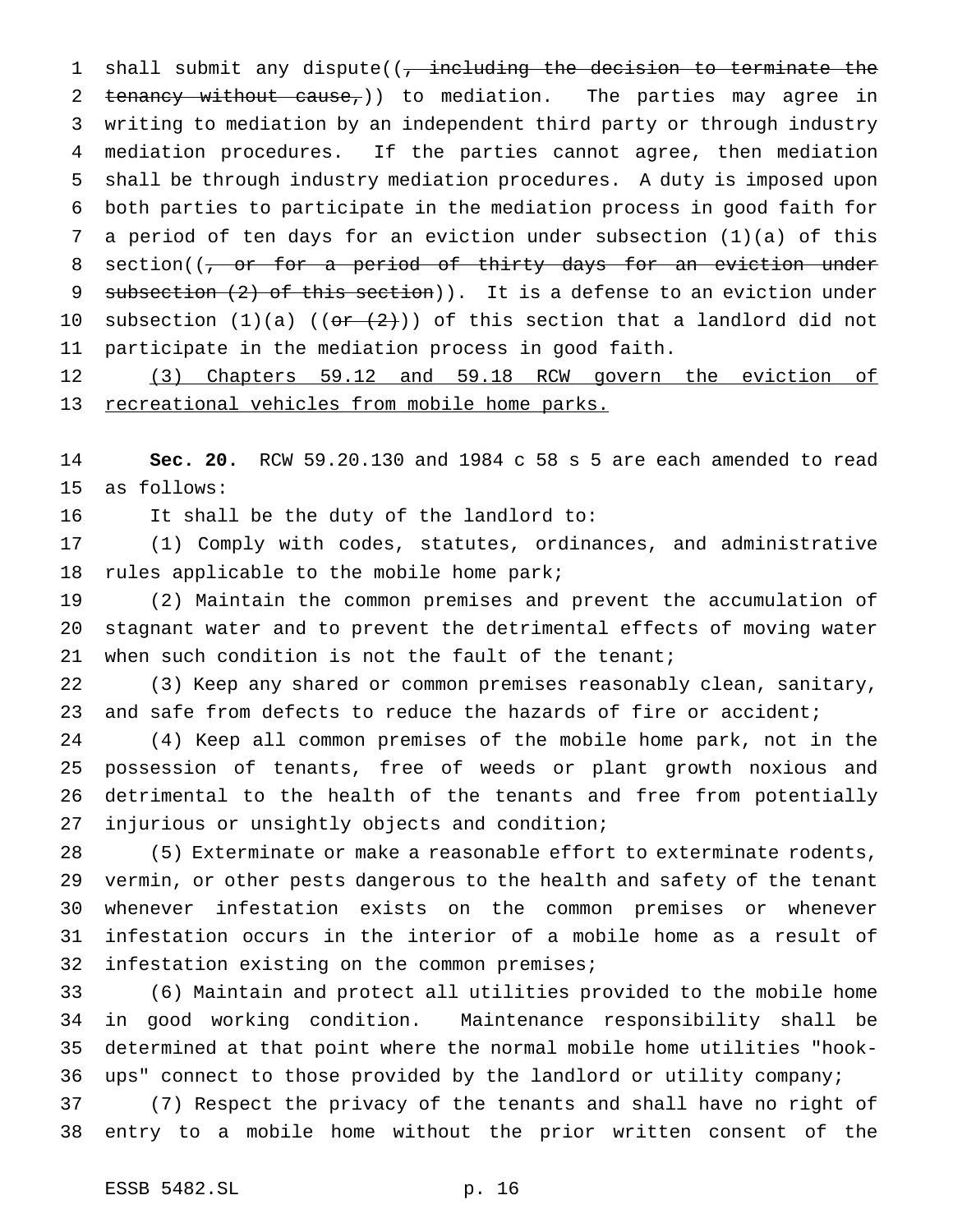shall submit any dispute((~~, including the decision to terminate the tenancy without cause,~~)) to mediation. The parties may agree in writing to mediation by an independent third party or through industry mediation procedures. If the parties cannot agree, then mediation shall be through industry mediation procedures. A duty is imposed upon both parties to participate in the mediation process in good faith for a period of ten days for an eviction under subsection (1)(a) of this section((~~, or for a period of thirty days for an eviction under subsection (2) of this section~~)). It is a defense to an eviction under subsection (1)(a) ((~~or (2)~~)) of this section that a landlord did not participate in the mediation process in good faith.

<u>(3) Chapters 59.12 and 59.18 RCW govern the eviction of recreational vehicles from mobile home parks.</u>

**Sec. 20.** RCW 59.20.130 and 1984 c 58 s 5 are each amended to read as follows:

It shall be the duty of the landlord to:

(1) Comply with codes, statutes, ordinances, and administrative rules applicable to the mobile home park;

(2) Maintain the common premises and prevent the accumulation of stagnant water and to prevent the detrimental effects of moving water when such condition is not the fault of the tenant;

(3) Keep any shared or common premises reasonably clean, sanitary, and safe from defects to reduce the hazards of fire or accident;

(4) Keep all common premises of the mobile home park, not in the possession of tenants, free of weeds or plant growth noxious and detrimental to the health of the tenants and free from potentially injurious or unsightly objects and condition;

(5) Exterminate or make a reasonable effort to exterminate rodents, vermin, or other pests dangerous to the health and safety of the tenant whenever infestation exists on the common premises or whenever infestation occurs in the interior of a mobile home as a result of infestation existing on the common premises;

(6) Maintain and protect all utilities provided to the mobile home in good working condition. Maintenance responsibility shall be determined at that point where the normal mobile home utilities "hook-ups" connect to those provided by the landlord or utility company;

(7) Respect the privacy of the tenants and shall have no right of entry to a mobile home without the prior written consent of the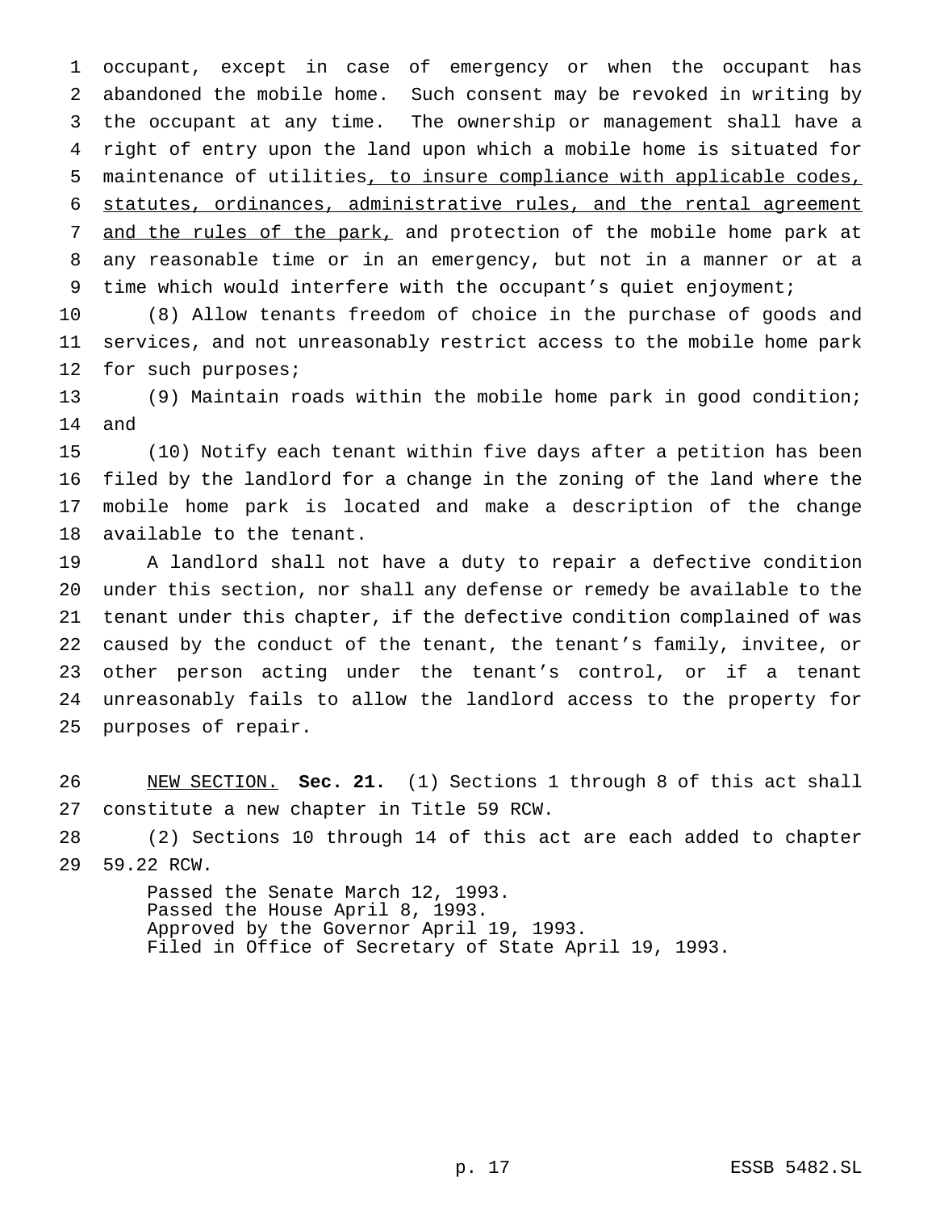occupant, except in case of emergency or when the occupant has abandoned the mobile home. Such consent may be revoked in writing by the occupant at any time. The ownership or management shall have a right of entry upon the land upon which a mobile home is situated for maintenance of utilities, to insure compliance with applicable codes, statutes, ordinances, administrative rules, and the rental agreement and the rules of the park, and protection of the mobile home park at any reasonable time or in an emergency, but not in a manner or at a time which would interfere with the occupant's quiet enjoyment;

(8) Allow tenants freedom of choice in the purchase of goods and services, and not unreasonably restrict access to the mobile home park for such purposes;

(9) Maintain roads within the mobile home park in good condition; and

(10) Notify each tenant within five days after a petition has been filed by the landlord for a change in the zoning of the land where the mobile home park is located and make a description of the change available to the tenant.

A landlord shall not have a duty to repair a defective condition under this section, nor shall any defense or remedy be available to the tenant under this chapter, if the defective condition complained of was caused by the conduct of the tenant, the tenant's family, invitee, or other person acting under the tenant's control, or if a tenant unreasonably fails to allow the landlord access to the property for purposes of repair.

NEW SECTION. **Sec. 21.** (1) Sections 1 through 8 of this act shall constitute a new chapter in Title 59 RCW.

(2) Sections 10 through 14 of this act are each added to chapter 59.22 RCW.

Passed the Senate March 12, 1993.
Passed the House April 8, 1993.
Approved by the Governor April 19, 1993.
Filed in Office of Secretary of State April 19, 1993.